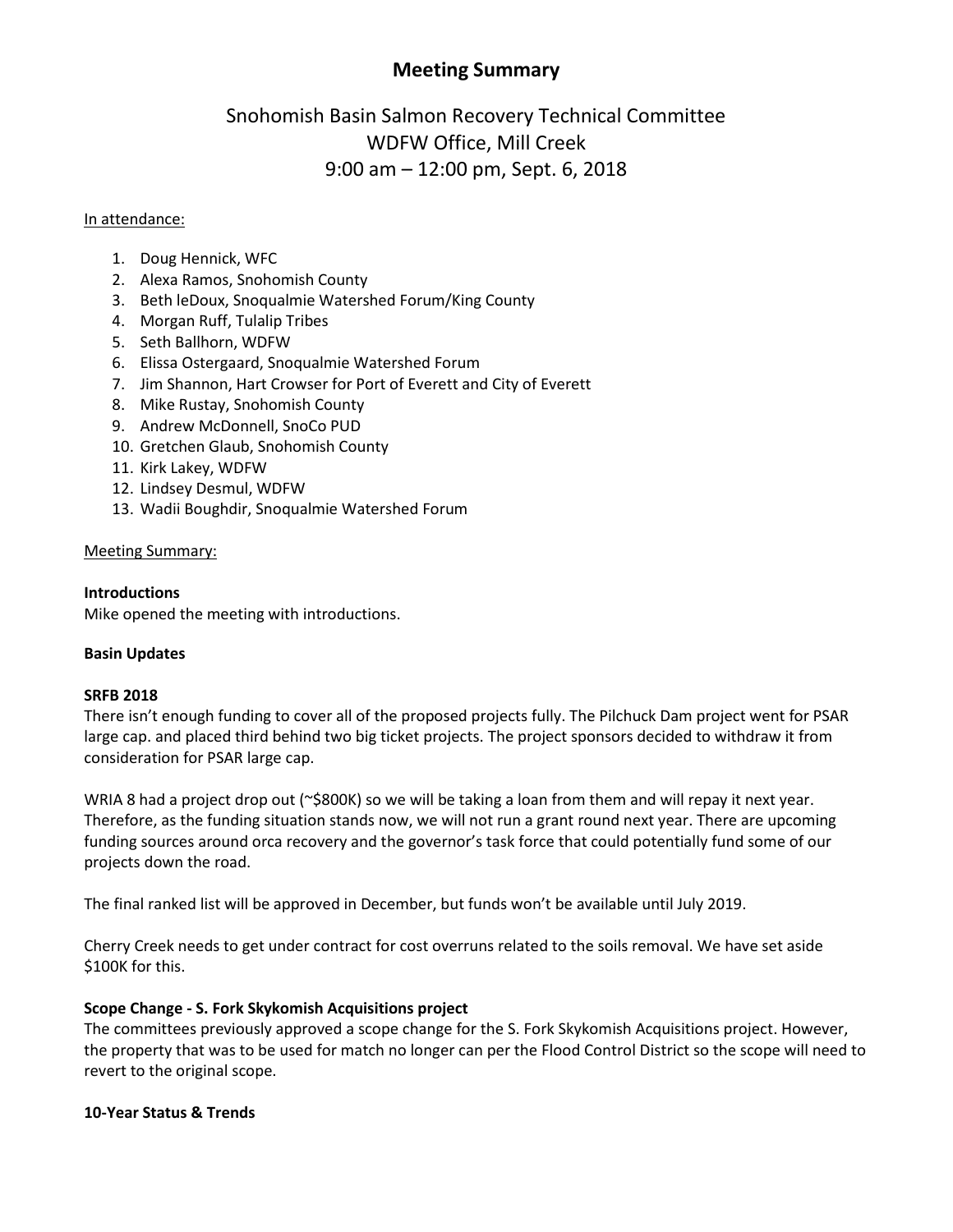# Meeting Summary

## Snohomish Basin Salmon Recovery Technical Committee
## WDFW Office, Mill Creek
## 9:00 am – 12:00 pm, Sept. 6, 2018

In attendance:

1. Doug Hennick, WFC
2. Alexa Ramos, Snohomish County
3. Beth leDoux, Snoqualmie Watershed Forum/King County
4. Morgan Ruff, Tulalip Tribes
5. Seth Ballhorn, WDFW
6. Elissa Ostergaard, Snoqualmie Watershed Forum
7. Jim Shannon, Hart Crowser for Port of Everett and City of Everett
8. Mike Rustay, Snohomish County
9. Andrew McDonnell, SnoCo PUD
10. Gretchen Glaub, Snohomish County
11. Kirk Lakey, WDFW
12. Lindsey Desmul, WDFW
13. Wadii Boughdir, Snoqualmie Watershed Forum

Meeting Summary:

**Introductions**

Mike opened the meeting with introductions.

**Basin Updates**

**SRFB 2018**

There isn't enough funding to cover all of the proposed projects fully. The Pilchuck Dam project went for PSAR large cap. and placed third behind two big ticket projects. The project sponsors decided to withdraw it from consideration for PSAR large cap.

WRIA 8 had a project drop out (~$800K) so we will be taking a loan from them and will repay it next year. Therefore, as the funding situation stands now, we will not run a grant round next year. There are upcoming funding sources around orca recovery and the governor's task force that could potentially fund some of our projects down the road.

The final ranked list will be approved in December, but funds won't be available until July 2019.

Cherry Creek needs to get under contract for cost overruns related to the soils removal. We have set aside $100K for this.

**Scope Change - S. Fork Skykomish Acquisitions project**

The committees previously approved a scope change for the S. Fork Skykomish Acquisitions project. However, the property that was to be used for match no longer can per the Flood Control District so the scope will need to revert to the original scope.

**10-Year Status & Trends**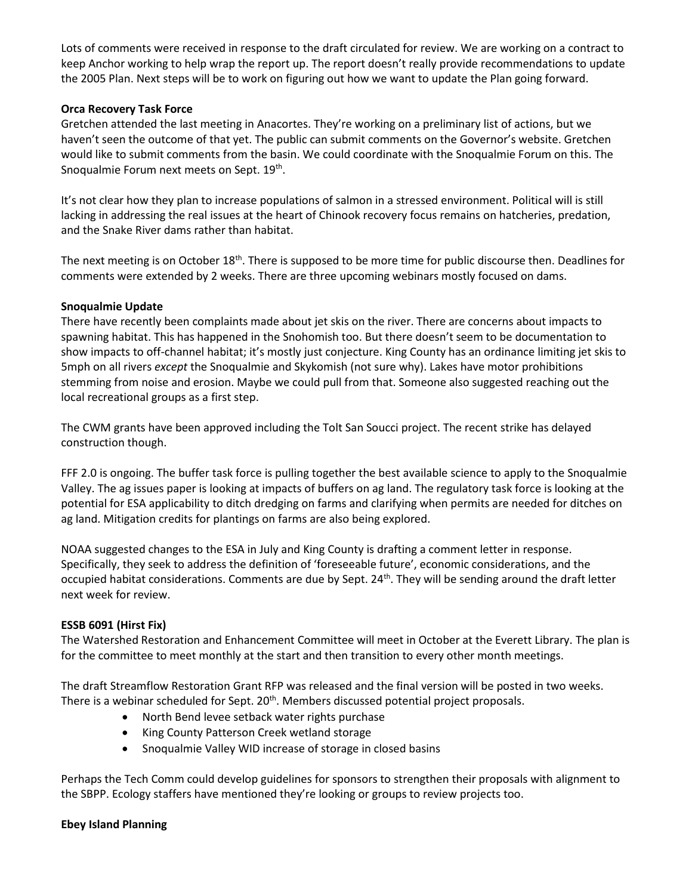Lots of comments were received in response to the draft circulated for review. We are working on a contract to keep Anchor working to help wrap the report up. The report doesn't really provide recommendations to update the 2005 Plan. Next steps will be to work on figuring out how we want to update the Plan going forward.

**Orca Recovery Task Force**

Gretchen attended the last meeting in Anacortes. They're working on a preliminary list of actions, but we haven't seen the outcome of that yet. The public can submit comments on the Governor's website. Gretchen would like to submit comments from the basin. We could coordinate with the Snoqualmie Forum on this. The Snoqualmie Forum next meets on Sept. 19th.

It's not clear how they plan to increase populations of salmon in a stressed environment. Political will is still lacking in addressing the real issues at the heart of Chinook recovery focus remains on hatcheries, predation, and the Snake River dams rather than habitat.

The next meeting is on October 18th. There is supposed to be more time for public discourse then. Deadlines for comments were extended by 2 weeks. There are three upcoming webinars mostly focused on dams.

**Snoqualmie Update**

There have recently been complaints made about jet skis on the river. There are concerns about impacts to spawning habitat. This has happened in the Snohomish too. But there doesn't seem to be documentation to show impacts to off-channel habitat; it's mostly just conjecture. King County has an ordinance limiting jet skis to 5mph on all rivers *except* the Snoqualmie and Skykomish (not sure why). Lakes have motor prohibitions stemming from noise and erosion. Maybe we could pull from that. Someone also suggested reaching out the local recreational groups as a first step.

The CWM grants have been approved including the Tolt San Soucci project. The recent strike has delayed construction though.

FFF 2.0 is ongoing. The buffer task force is pulling together the best available science to apply to the Snoqualmie Valley. The ag issues paper is looking at impacts of buffers on ag land. The regulatory task force is looking at the potential for ESA applicability to ditch dredging on farms and clarifying when permits are needed for ditches on ag land. Mitigation credits for plantings on farms are also being explored.

NOAA suggested changes to the ESA in July and King County is drafting a comment letter in response. Specifically, they seek to address the definition of 'foreseeable future', economic considerations, and the occupied habitat considerations. Comments are due by Sept. 24th. They will be sending around the draft letter next week for review.

**ESSB 6091 (Hirst Fix)**

The Watershed Restoration and Enhancement Committee will meet in October at the Everett Library. The plan is for the committee to meet monthly at the start and then transition to every other month meetings.

The draft Streamflow Restoration Grant RFP was released and the final version will be posted in two weeks. There is a webinar scheduled for Sept. 20th. Members discussed potential project proposals.

- North Bend levee setback water rights purchase
- King County Patterson Creek wetland storage
- Snoqualmie Valley WID increase of storage in closed basins

Perhaps the Tech Comm could develop guidelines for sponsors to strengthen their proposals with alignment to the SBPP. Ecology staffers have mentioned they're looking or groups to review projects too.

**Ebey Island Planning**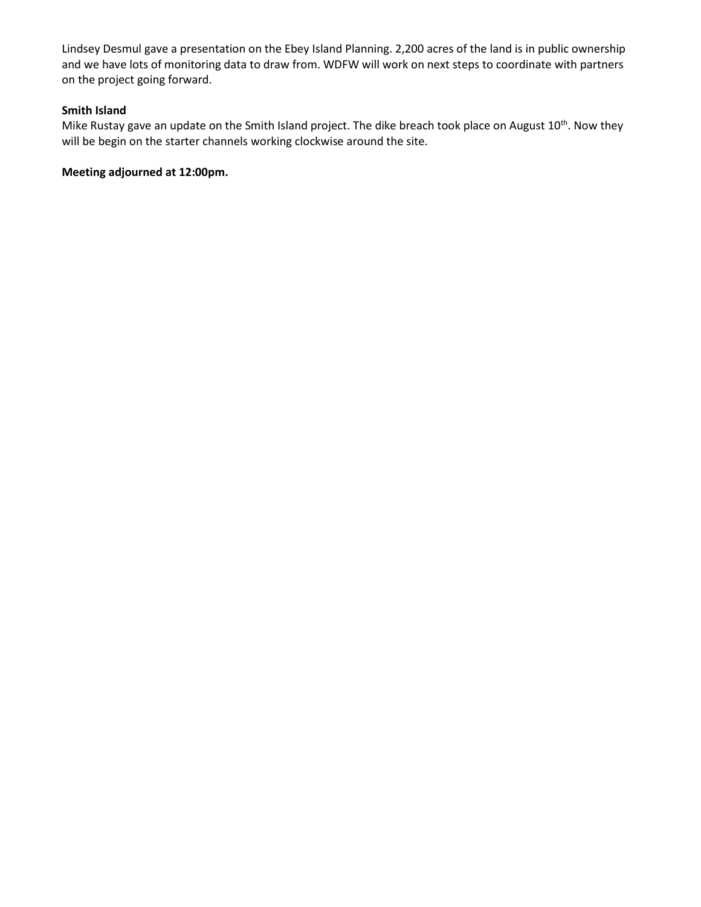Lindsey Desmul gave a presentation on the Ebey Island Planning. 2,200 acres of the land is in public ownership and we have lots of monitoring data to draw from. WDFW will work on next steps to coordinate with partners on the project going forward.

**Smith Island**

Mike Rustay gave an update on the Smith Island project. The dike breach took place on August 10th. Now they will be begin on the starter channels working clockwise around the site.

**Meeting adjourned at 12:00pm.**